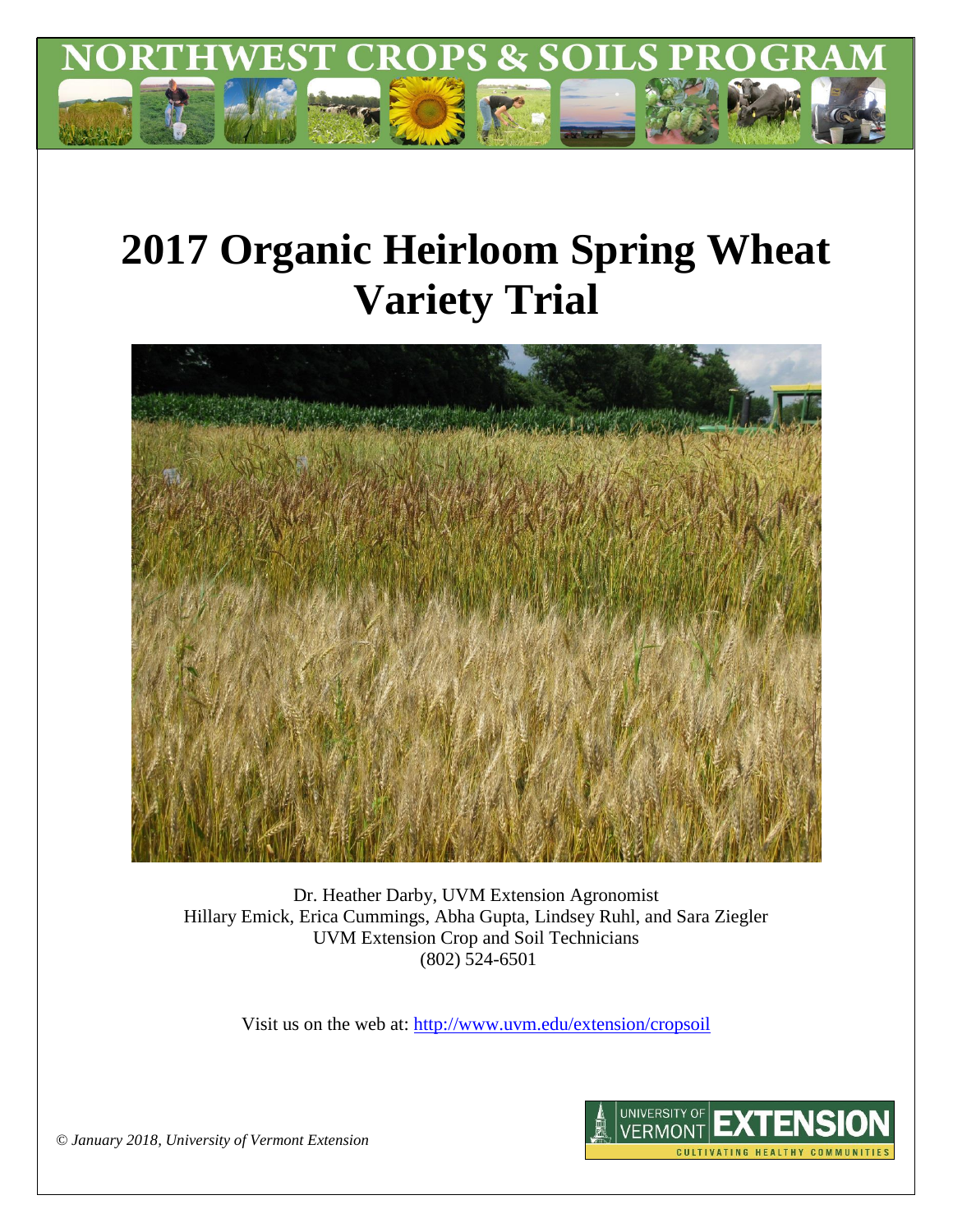# NORTHWEST CROPS & SOILS PROGRAM

# 2017 Organic Heirloom Spring Wheat Variety Trial

Dr. Heather Darby, UVM Extension Agronomist
Hillary Emick, Erica Cummings, Abha Gupta, Lindsey Ruhl, and Sara Ziegler
UVM Extension Crop and Soil Technicians
(802) 524-6501

Visit us on the web at: [http://www.uvm.edu/extension/cropsoil](http://www.uvm.edu/extension/cropsoil)

*© January 2018, University of Vermont Extension*

UNIVERSITY OF VERMONT EXTENSION
CULTIVATING HEALTHY COMMUNITIES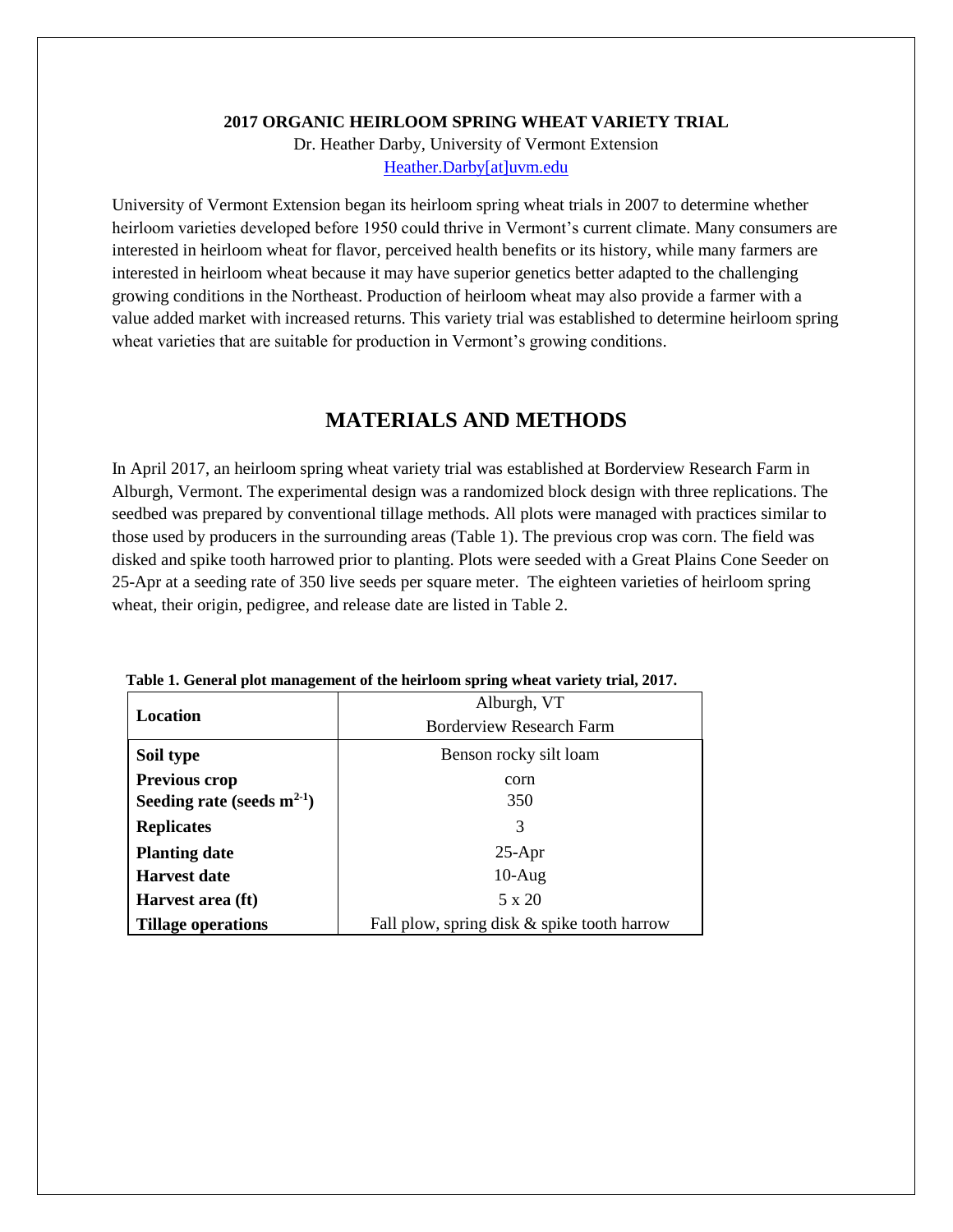**2017 ORGANIC HEIRLOOM SPRING WHEAT VARIETY TRIAL**

Dr. Heather Darby, University of Vermont Extension

Heather.Darby[at]uvm.edu

University of Vermont Extension began its heirloom spring wheat trials in 2007 to determine whether heirloom varieties developed before 1950 could thrive in Vermont's current climate. Many consumers are interested in heirloom wheat for flavor, perceived health benefits or its history, while many farmers are interested in heirloom wheat because it may have superior genetics better adapted to the challenging growing conditions in the Northeast. Production of heirloom wheat may also provide a farmer with a value added market with increased returns. This variety trial was established to determine heirloom spring wheat varieties that are suitable for production in Vermont's growing conditions.

## MATERIALS AND METHODS

In April 2017, an heirloom spring wheat variety trial was established at Borderview Research Farm in Alburgh, Vermont. The experimental design was a randomized block design with three replications. The seedbed was prepared by conventional tillage methods. All plots were managed with practices similar to those used by producers in the surrounding areas (Table 1). The previous crop was corn. The field was disked and spike tooth harrowed prior to planting. Plots were seeded with a Great Plains Cone Seeder on 25-Apr at a seeding rate of 350 live seeds per square meter. The eighteen varieties of heirloom spring wheat, their origin, pedigree, and release date are listed in Table 2.

**Table 1. General plot management of the heirloom spring wheat variety trial, 2017.**

| Location | Alburgh, VT<br>Borderview Research Farm |
|---|---|
| **Soil type** | Benson rocky silt loam |
| **Previous crop** | corn |
| **Seeding rate (seeds $m^{2-1}$)** | 350 |
| **Replicates** | 3 |
| **Planting date** | 25-Apr |
| **Harvest date** | 10-Aug |
| **Harvest area (ft)** | 5 x 20 |
| **Tillage operations** | Fall plow, spring disk & spike tooth harrow |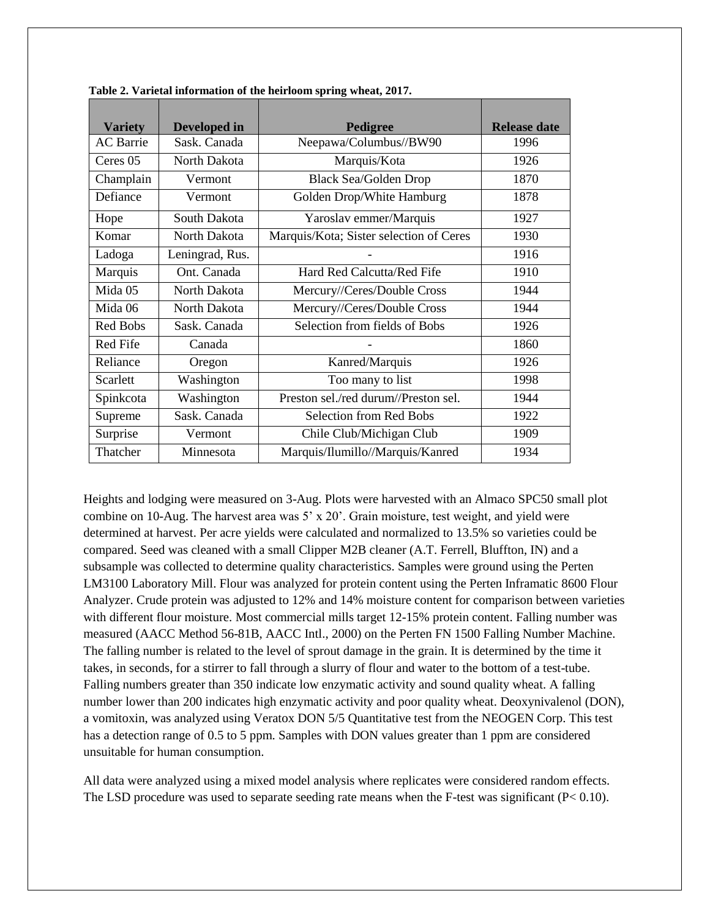**Table 2. Varietal information of the heirloom spring wheat, 2017.**

| Variety | Developed in | Pedigree | Release date |
|---|---|---|---|
| AC Barrie | Sask. Canada | Neepawa/Columbus//BW90 | 1996 |
| Ceres 05 | North Dakota | Marquis/Kota | 1926 |
| Champlain | Vermont | Black Sea/Golden Drop | 1870 |
| Defiance | Vermont | Golden Drop/White Hamburg | 1878 |
| Hope | South Dakota | Yaroslav emmer/Marquis | 1927 |
| Komar | North Dakota | Marquis/Kota; Sister selection of Ceres | 1930 |
| Ladoga | Leningrad, Rus. | - | 1916 |
| Marquis | Ont. Canada | Hard Red Calcutta/Red Fife | 1910 |
| Mida 05 | North Dakota | Mercury//Ceres/Double Cross | 1944 |
| Mida 06 | North Dakota | Mercury//Ceres/Double Cross | 1944 |
| Red Bobs | Sask. Canada | Selection from fields of Bobs | 1926 |
| Red Fife | Canada | - | 1860 |
| Reliance | Oregon | Kanred/Marquis | 1926 |
| Scarlett | Washington | Too many to list | 1998 |
| Spinkcota | Washington | Preston sel./red durum//Preston sel. | 1944 |
| Supreme | Sask. Canada | Selection from Red Bobs | 1922 |
| Surprise | Vermont | Chile Club/Michigan Club | 1909 |
| Thatcher | Minnesota | Marquis/Ilumillo//Marquis/Kanred | 1934 |

Heights and lodging were measured on 3-Aug. Plots were harvested with an Almaco SPC50 small plot combine on 10-Aug. The harvest area was 5' x 20'. Grain moisture, test weight, and yield were determined at harvest. Per acre yields were calculated and normalized to 13.5% so varieties could be compared. Seed was cleaned with a small Clipper M2B cleaner (A.T. Ferrell, Bluffton, IN) and a subsample was collected to determine quality characteristics. Samples were ground using the Perten LM3100 Laboratory Mill. Flour was analyzed for protein content using the Perten Inframatic 8600 Flour Analyzer. Crude protein was adjusted to 12% and 14% moisture content for comparison between varieties with different flour moisture. Most commercial mills target 12-15% protein content. Falling number was measured (AACC Method 56-81B, AACC Intl., 2000) on the Perten FN 1500 Falling Number Machine. The falling number is related to the level of sprout damage in the grain. It is determined by the time it takes, in seconds, for a stirrer to fall through a slurry of flour and water to the bottom of a test-tube. Falling numbers greater than 350 indicate low enzymatic activity and sound quality wheat. A falling number lower than 200 indicates high enzymatic activity and poor quality wheat. Deoxynivalenol (DON), a vomitoxin, was analyzed using Veratox DON 5/5 Quantitative test from the NEOGEN Corp. This test has a detection range of 0.5 to 5 ppm. Samples with DON values greater than 1 ppm are considered unsuitable for human consumption.

All data were analyzed using a mixed model analysis where replicates were considered random effects. The LSD procedure was used to separate seeding rate means when the F-test was significant ($P < 0.10$).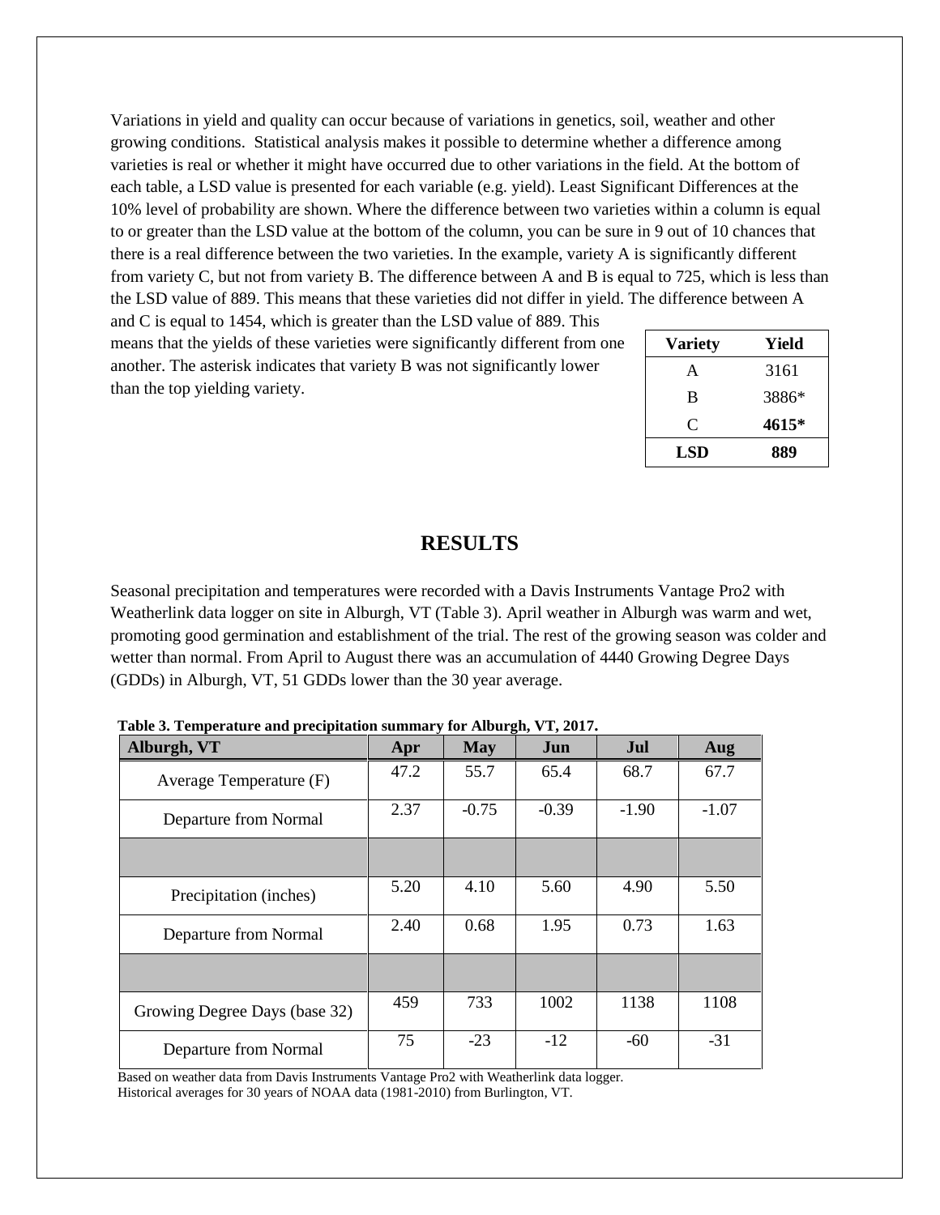Variations in yield and quality can occur because of variations in genetics, soil, weather and other growing conditions. Statistical analysis makes it possible to determine whether a difference among varieties is real or whether it might have occurred due to other variations in the field. At the bottom of each table, a LSD value is presented for each variable (e.g. yield). Least Significant Differences at the 10% level of probability are shown. Where the difference between two varieties within a column is equal to or greater than the LSD value at the bottom of the column, you can be sure in 9 out of 10 chances that there is a real difference between the two varieties. In the example, variety A is significantly different from variety C, but not from variety B. The difference between A and B is equal to 725, which is less than the LSD value of 889. This means that these varieties did not differ in yield. The difference between A and C is equal to 1454, which is greater than the LSD value of 889. This means that the yields of these varieties were significantly different from one another. The asterisk indicates that variety B was not significantly lower than the top yielding variety.

| Variety | Yield |
|---|---|
| A | 3161 |
| B | 3886* |
| C | **4615*** |
| **LSD** | **889** |

## RESULTS

Seasonal precipitation and temperatures were recorded with a Davis Instruments Vantage Pro2 with Weatherlink data logger on site in Alburgh, VT (Table 3). April weather in Alburgh was warm and wet, promoting good germination and establishment of the trial. The rest of the growing season was colder and wetter than normal. From April to August there was an accumulation of 4440 Growing Degree Days (GDDs) in Alburgh, VT, 51 GDDs lower than the 30 year average.

**Table 3. Temperature and precipitation summary for Alburgh, VT, 2017.**

| Alburgh, VT | Apr | May | Jun | Jul | Aug |
|---|---|---|---|---|---|
| Average Temperature (F) | 47.2 | 55.7 | 65.4 | 68.7 | 67.7 |
| Departure from Normal | 2.37 | -0.75 | -0.39 | -1.90 | -1.07 |
| | | | | | |
| Precipitation (inches) | 5.20 | 4.10 | 5.60 | 4.90 | 5.50 |
| Departure from Normal | 2.40 | 0.68 | 1.95 | 0.73 | 1.63 |
| | | | | | |
| Growing Degree Days (base 32) | 459 | 733 | 1002 | 1138 | 1108 |
| Departure from Normal | 75 | -23 | -12 | -60 | -31 |

Based on weather data from Davis Instruments Vantage Pro2 with Weatherlink data logger.
Historical averages for 30 years of NOAA data (1981-2010) from Burlington, VT.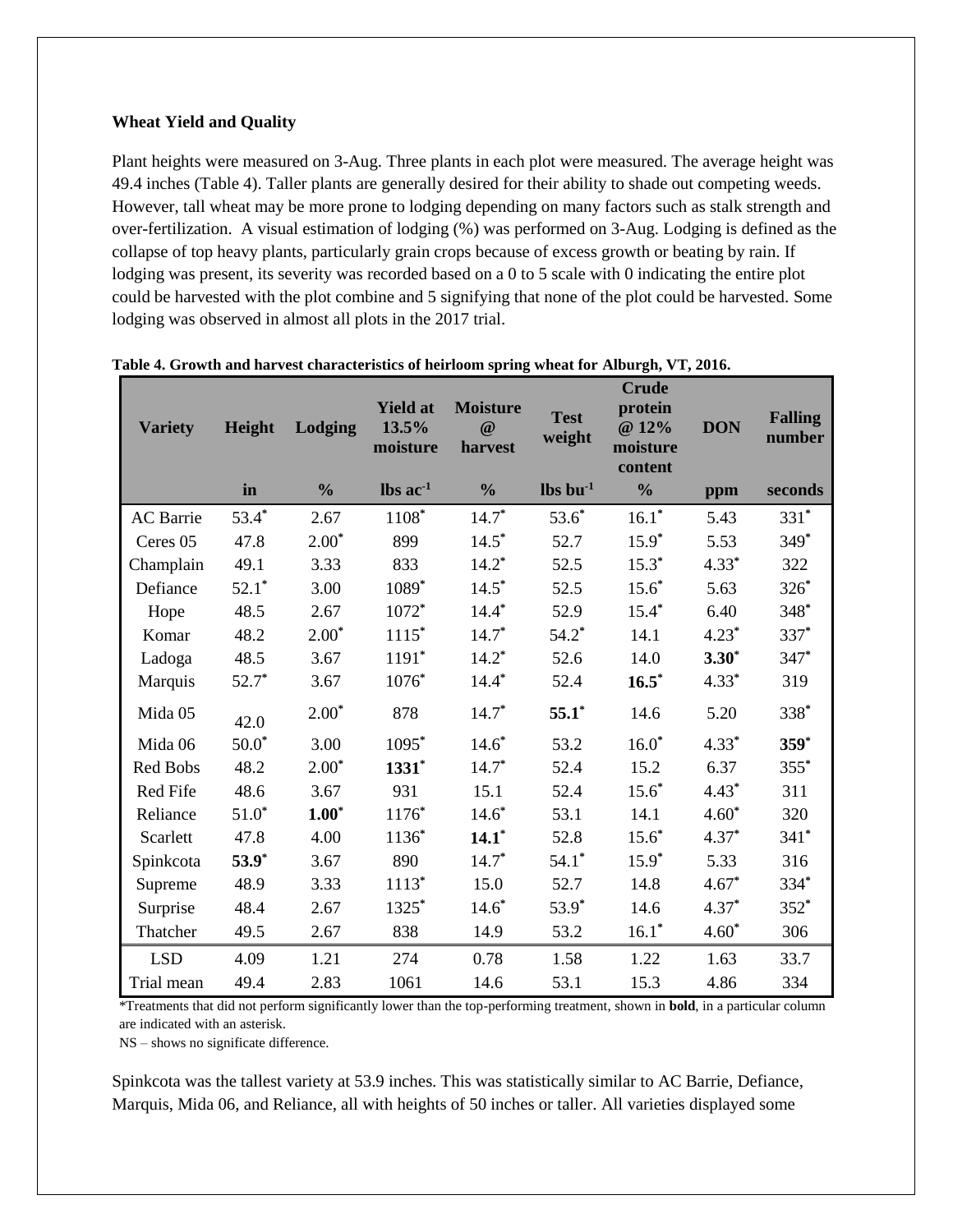**Wheat Yield and Quality**

Plant heights were measured on 3-Aug. Three plants in each plot were measured. The average height was 49.4 inches (Table 4). Taller plants are generally desired for their ability to shade out competing weeds. However, tall wheat may be more prone to lodging depending on many factors such as stalk strength and over-fertilization. A visual estimation of lodging (%) was performed on 3-Aug. Lodging is defined as the collapse of top heavy plants, particularly grain crops because of excess growth or beating by rain. If lodging was present, its severity was recorded based on a 0 to 5 scale with 0 indicating the entire plot could be harvested with the plot combine and 5 signifying that none of the plot could be harvested. Some lodging was observed in almost all plots in the 2017 trial.

**Table 4. Growth and harvest characteristics of heirloom spring wheat for Alburgh, VT, 2016.**

| Variety | Height | Lodging | Yield at 13.5% moisture | Moisture @ harvest | Test weight | Crude protein @ 12% moisture content | DON | Falling number |
|---|---|---|---|---|---|---|---|---|
| | in | % | lbs ac$^{-1}$ | % | lbs bu$^{-1}$ | % | ppm | seconds |
| AC Barrie | 53.4* | 2.67 | 1108* | 14.7* | 53.6* | 16.1* | 5.43 | 331* |
| Ceres 05 | 47.8 | 2.00* | 899 | 14.5* | 52.7 | 15.9* | 5.53 | 349* |
| Champlain | 49.1 | 3.33 | 833 | 14.2* | 52.5 | 15.3* | 4.33* | 322 |
| Defiance | 52.1* | 3.00 | 1089* | 14.5* | 52.5 | 15.6* | 5.63 | 326* |
| Hope | 48.5 | 2.67 | 1072* | 14.4* | 52.9 | 15.4* | 6.40 | 348* |
| Komar | 48.2 | 2.00* | 1115* | 14.7* | 54.2* | 14.1 | 4.23* | 337* |
| Ladoga | 48.5 | 3.67 | 1191* | 14.2* | 52.6 | 14.0 | **3.30*** | 347* |
| Marquis | 52.7* | 3.67 | 1076* | 14.4* | 52.4 | **16.5*** | 4.33* | 319 |
| Mida 05 | 42.0 | 2.00* | 878 | 14.7* | **55.1*** | 14.6 | 5.20 | 338* |
| Mida 06 | 50.0* | 3.00 | 1095* | 14.6* | 53.2 | 16.0* | 4.33* | **359*** |
| Red Bobs | 48.2 | 2.00* | **1331*** | 14.7* | 52.4 | 15.2 | 6.37 | 355* |
| Red Fife | 48.6 | 3.67 | 931 | 15.1 | 52.4 | 15.6* | 4.43* | 311 |
| Reliance | 51.0* | **1.00*** | 1176* | 14.6* | 53.1 | 14.1 | 4.60* | 320 |
| Scarlett | 47.8 | 4.00 | 1136* | **14.1*** | 52.8 | 15.6* | 4.37* | 341* |
| Spinkcota | **53.9*** | 3.67 | 890 | 14.7* | 54.1* | 15.9* | 5.33 | 316 |
| Supreme | 48.9 | 3.33 | 1113* | 15.0 | 52.7 | 14.8 | 4.67* | 334* |
| Surprise | 48.4 | 2.67 | 1325* | 14.6* | 53.9* | 14.6 | 4.37* | 352* |
| Thatcher | 49.5 | 2.67 | 838 | 14.9 | 53.2 | 16.1* | 4.60* | 306 |
| LSD | 4.09 | 1.21 | 274 | 0.78 | 1.58 | 1.22 | 1.63 | 33.7 |
| Trial mean | 49.4 | 2.83 | 1061 | 14.6 | 53.1 | 15.3 | 4.86 | 334 |

*Treatments that did not perform significantly lower than the top-performing treatment, shown in **bold**, in a particular column are indicated with an asterisk.

NS – shows no significate difference.

Spinkcota was the tallest variety at 53.9 inches. This was statistically similar to AC Barrie, Defiance, Marquis, Mida 06, and Reliance, all with heights of 50 inches or taller. All varieties displayed some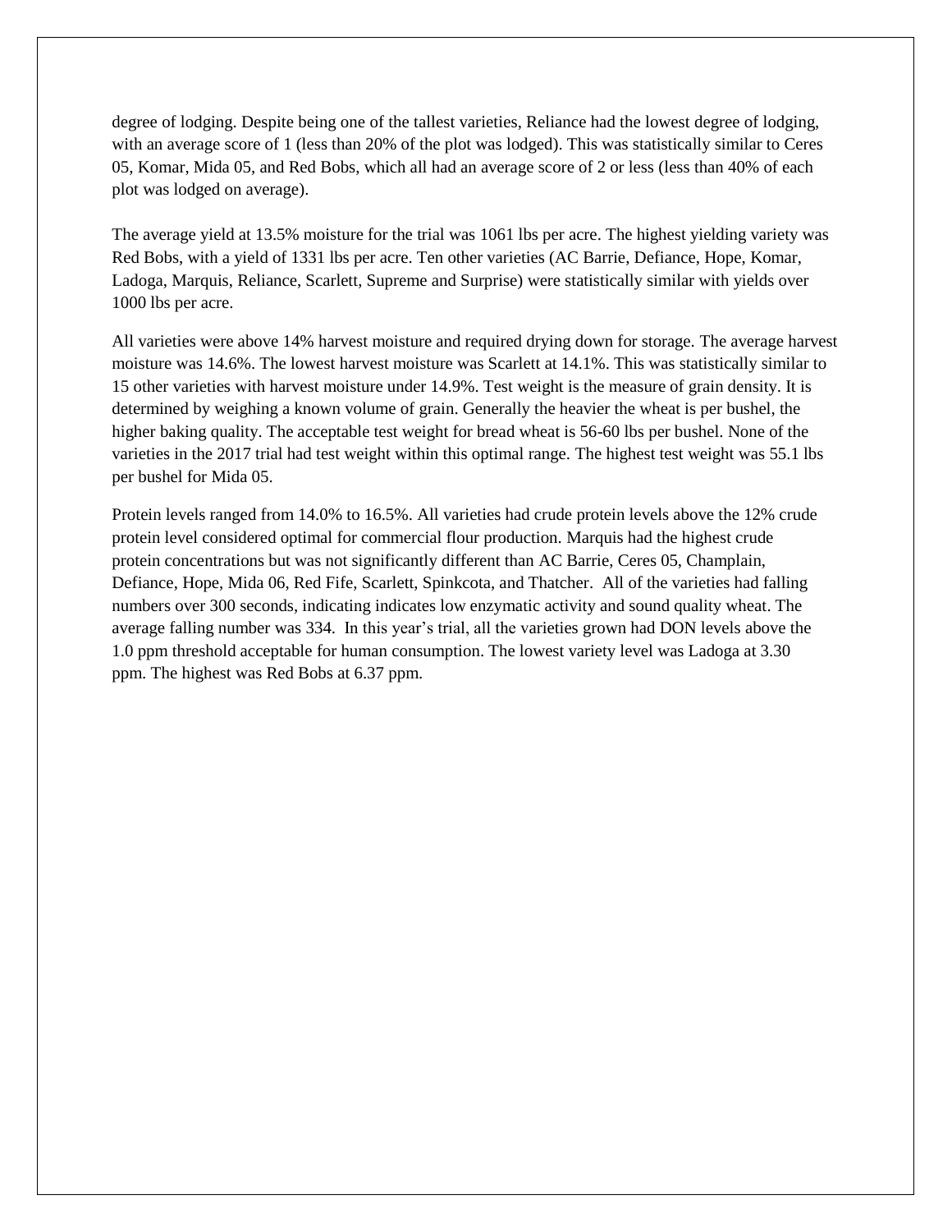degree of lodging. Despite being one of the tallest varieties, Reliance had the lowest degree of lodging, with an average score of 1 (less than 20% of the plot was lodged). This was statistically similar to Ceres 05, Komar, Mida 05, and Red Bobs, which all had an average score of 2 or less (less than 40% of each plot was lodged on average).

The average yield at 13.5% moisture for the trial was 1061 lbs per acre. The highest yielding variety was Red Bobs, with a yield of 1331 lbs per acre. Ten other varieties (AC Barrie, Defiance, Hope, Komar, Ladoga, Marquis, Reliance, Scarlett, Supreme and Surprise) were statistically similar with yields over 1000 lbs per acre.

All varieties were above 14% harvest moisture and required drying down for storage. The average harvest moisture was 14.6%. The lowest harvest moisture was Scarlett at 14.1%. This was statistically similar to 15 other varieties with harvest moisture under 14.9%. Test weight is the measure of grain density. It is determined by weighing a known volume of grain. Generally the heavier the wheat is per bushel, the higher baking quality. The acceptable test weight for bread wheat is 56-60 lbs per bushel. None of the varieties in the 2017 trial had test weight within this optimal range. The highest test weight was 55.1 lbs per bushel for Mida 05.

Protein levels ranged from 14.0% to 16.5%. All varieties had crude protein levels above the 12% crude protein level considered optimal for commercial flour production. Marquis had the highest crude protein concentrations but was not significantly different than AC Barrie, Ceres 05, Champlain, Defiance, Hope, Mida 06, Red Fife, Scarlett, Spinkcota, and Thatcher. All of the varieties had falling numbers over 300 seconds, indicating indicates low enzymatic activity and sound quality wheat. The average falling number was 334. In this year's trial, all the varieties grown had DON levels above the 1.0 ppm threshold acceptable for human consumption. The lowest variety level was Ladoga at 3.30 ppm. The highest was Red Bobs at 6.37 ppm.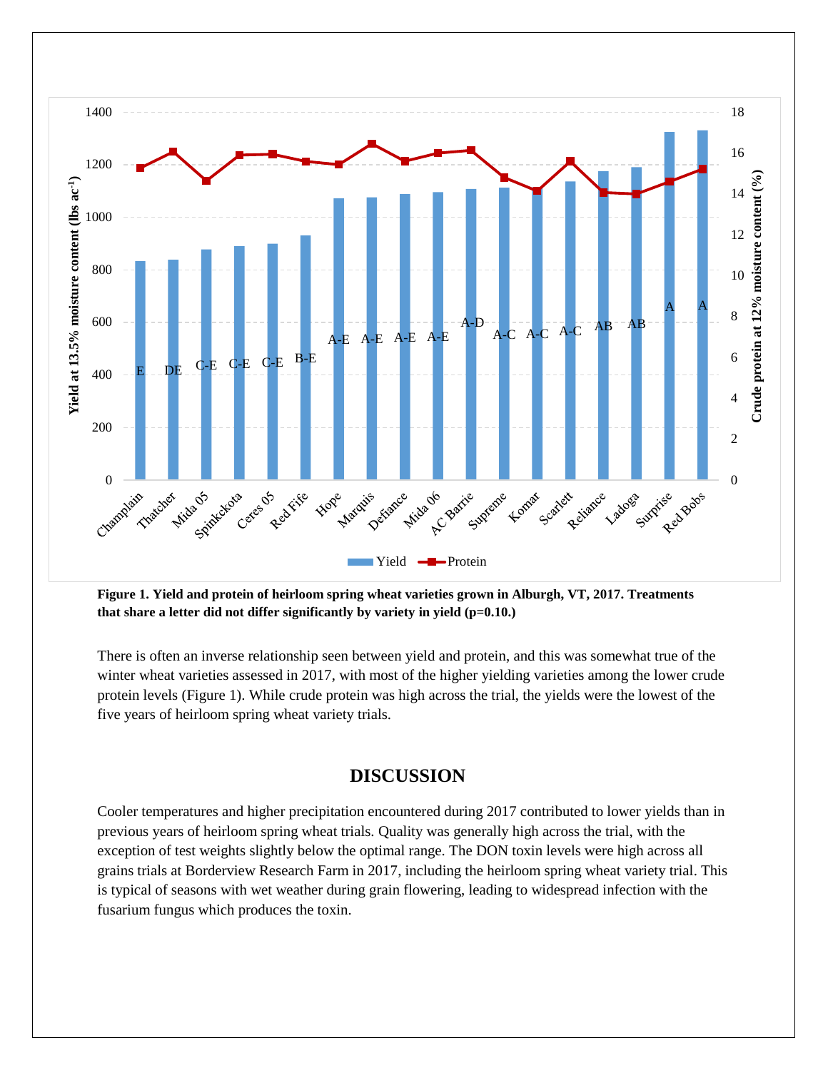**Figure 1. Yield and protein of heirloom spring wheat varieties grown in Alburgh, VT, 2017. Treatments that share a letter did not differ significantly by variety in yield (p=0.10.)**

There is often an inverse relationship seen between yield and protein, and this was somewhat true of the winter wheat varieties assessed in 2017, with most of the higher yielding varieties among the lower crude protein levels (Figure 1). While crude protein was high across the trial, the yields were the lowest of the five years of heirloom spring wheat variety trials.

## DISCUSSION

Cooler temperatures and higher precipitation encountered during 2017 contributed to lower yields than in previous years of heirloom spring wheat trials. Quality was generally high across the trial, with the exception of test weights slightly below the optimal range. The DON toxin levels were high across all grains trials at Borderview Research Farm in 2017, including the heirloom spring wheat variety trial. This is typical of seasons with wet weather during grain flowering, leading to widespread infection with the fusarium fungus which produces the toxin.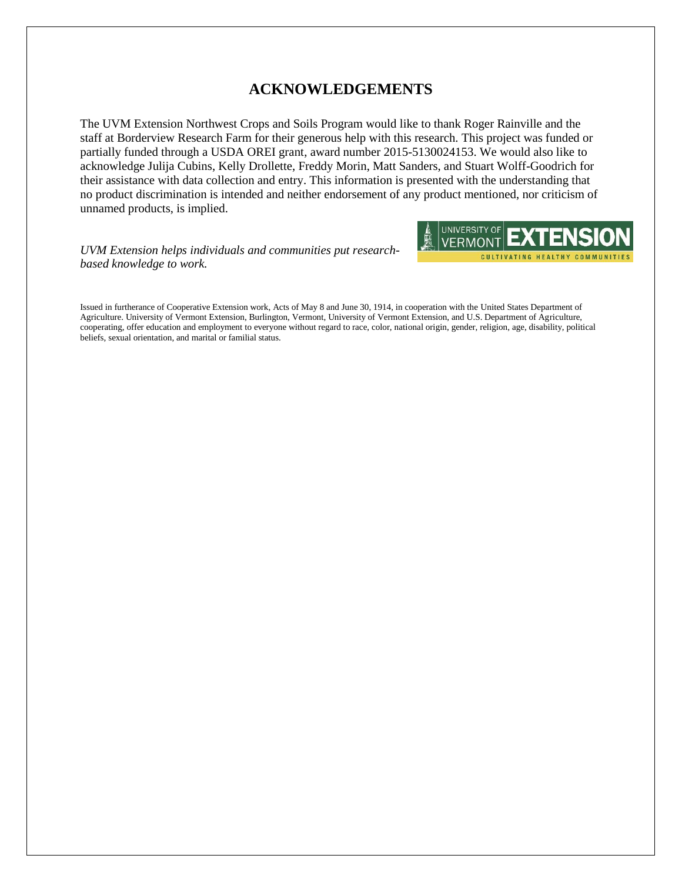## ACKNOWLEDGEMENTS

The UVM Extension Northwest Crops and Soils Program would like to thank Roger Rainville and the staff at Borderview Research Farm for their generous help with this research. This project was funded or partially funded through a USDA OREI grant, award number 2015-5130024153. We would also like to acknowledge Julija Cubins, Kelly Drollette, Freddy Morin, Matt Sanders, and Stuart Wolff-Goodrich for their assistance with data collection and entry. This information is presented with the understanding that no product discrimination is intended and neither endorsement of any product mentioned, nor criticism of unnamed products, is implied.

*UVM Extension helps individuals and communities put research-based knowledge to work.*

UNIVERSITY OF VERMONT EXTENSION
CULTIVATING HEALTHY COMMUNITIES

Issued in furtherance of Cooperative Extension work, Acts of May 8 and June 30, 1914, in cooperation with the United States Department of Agriculture. University of Vermont Extension, Burlington, Vermont, University of Vermont Extension, and U.S. Department of Agriculture, cooperating, offer education and employment to everyone without regard to race, color, national origin, gender, religion, age, disability, political beliefs, sexual orientation, and marital or familial status.